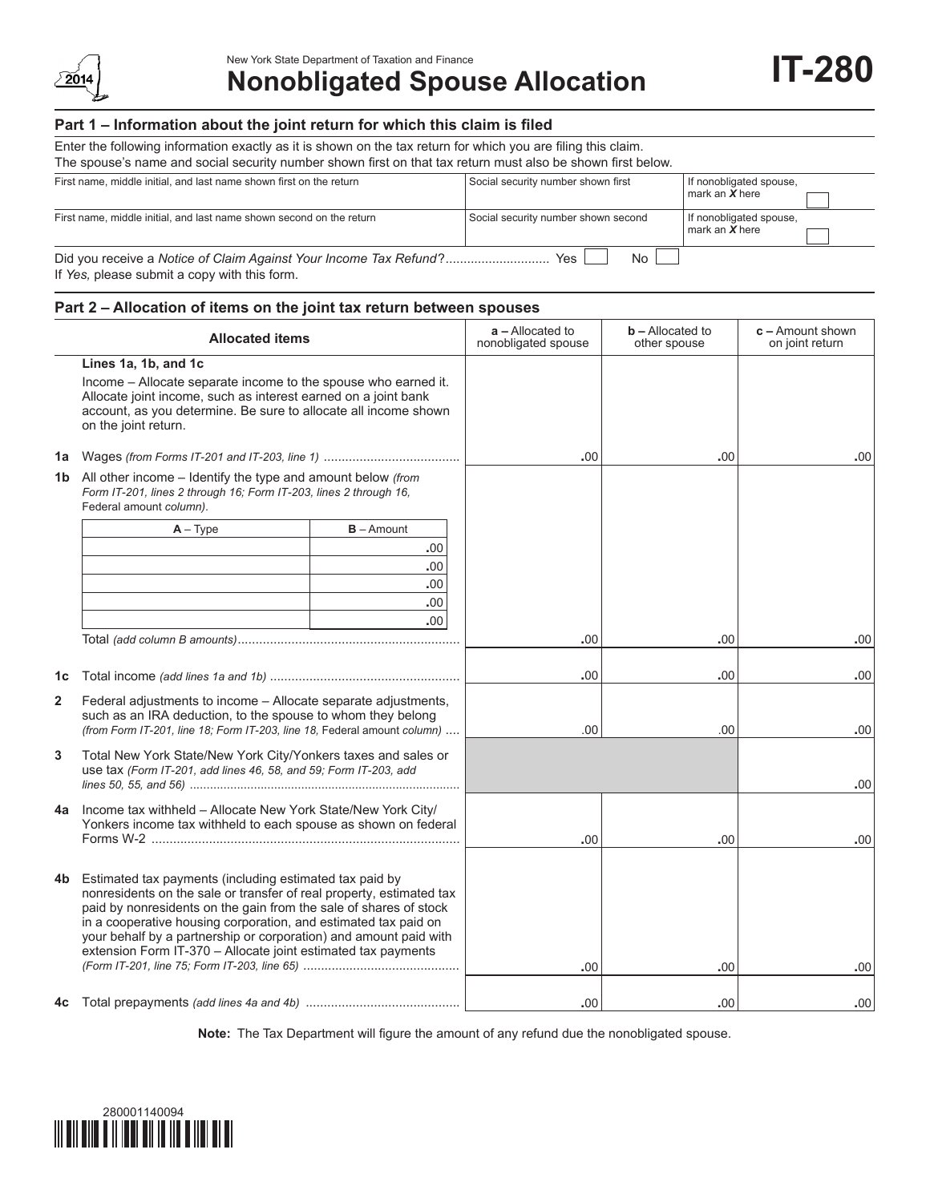New York State Department of Taxation and Finance

# Nonobligated Spouse Allocation

**IT-280**

2014

## Part 1 – Information about the joint return for which this claim is filed

Enter the following information exactly as it is shown on the tax return for which you are filing this claim.
The spouse's name and social security number shown first on that tax return must also be shown first below.

| First name, middle initial, and last name shown first on the return | Social security number shown first | If nonobligated spouse, mark an *X* here |
|---|---|---|
| First name, middle initial, and last name shown second on the return | Social security number shown second | If nonobligated spouse, mark an *X* here |

Did you receive a *Notice of Claim Against Your Income Tax Refund*? ............................ Yes ☐ No ☐
If *Yes,* please submit a copy with this form.

## Part 2 – Allocation of items on the joint tax return between spouses

| | Allocated items | a – Allocated to nonobligated spouse | b – Allocated to other spouse | c – Amount shown on joint return |
|---|---|---|---|---|
| | **Lines 1a, 1b, and 1c** Income – Allocate separate income to the spouse who earned it. Allocate joint income, such as interest earned on a joint bank account, as you determine. Be sure to allocate all income shown on the joint return. | | | |
| **1a** | Wages *(from Forms IT-201 and IT-203, line 1)* | .00 | .00 | .00 |
| **1b** | All other income – Identify the type and amount below *(from Form IT-201, lines 2 through 16; Form IT-203, lines 2 through 16, Federal amount column).* | | | |
| | Total *(add column B amounts)* | .00 | .00 | .00 |
| **1c** | Total income *(add lines 1a and 1b)* | .00 | .00 | .00 |
| **2** | Federal adjustments to income – Allocate separate adjustments, such as an IRA deduction, to the spouse to whom they belong *(from Form IT-201, line 18; Form IT-203, line 18,* Federal amount *column)* | .00 | .00 | .00 |
| **3** | Total New York State/New York City/Yonkers taxes and sales or use tax *(Form IT-201, add lines 46, 58, and 59; Form IT-203, add lines 50, 55, and 56)* | | | .00 |
| **4a** | Income tax withheld – Allocate New York State/New York City/Yonkers income tax withheld to each spouse as shown on federal Forms W-2 | .00 | .00 | .00 |
| **4b** | Estimated tax payments (including estimated tax paid by nonresidents on the sale or transfer of real property, estimated tax paid by nonresidents on the gain from the sale of shares of stock in a cooperative housing corporation, and estimated tax paid on your behalf by a partnership or corporation) and amount paid with extension Form IT-370 – Allocate joint estimated tax payments *(Form IT-201, line 75; Form IT-203, line 65)* | .00 | .00 | .00 |
| **4c** | Total prepayments *(add lines 4a and 4b)* | .00 | .00 | .00 |

Line 1b detail:

| A – Type | B – Amount |
|---|---|
| | .00 |
| | .00 |
| | .00 |
| | .00 |
| | .00 |

**Note:** The Tax Department will figure the amount of any refund due the nonobligated spouse.

280001140094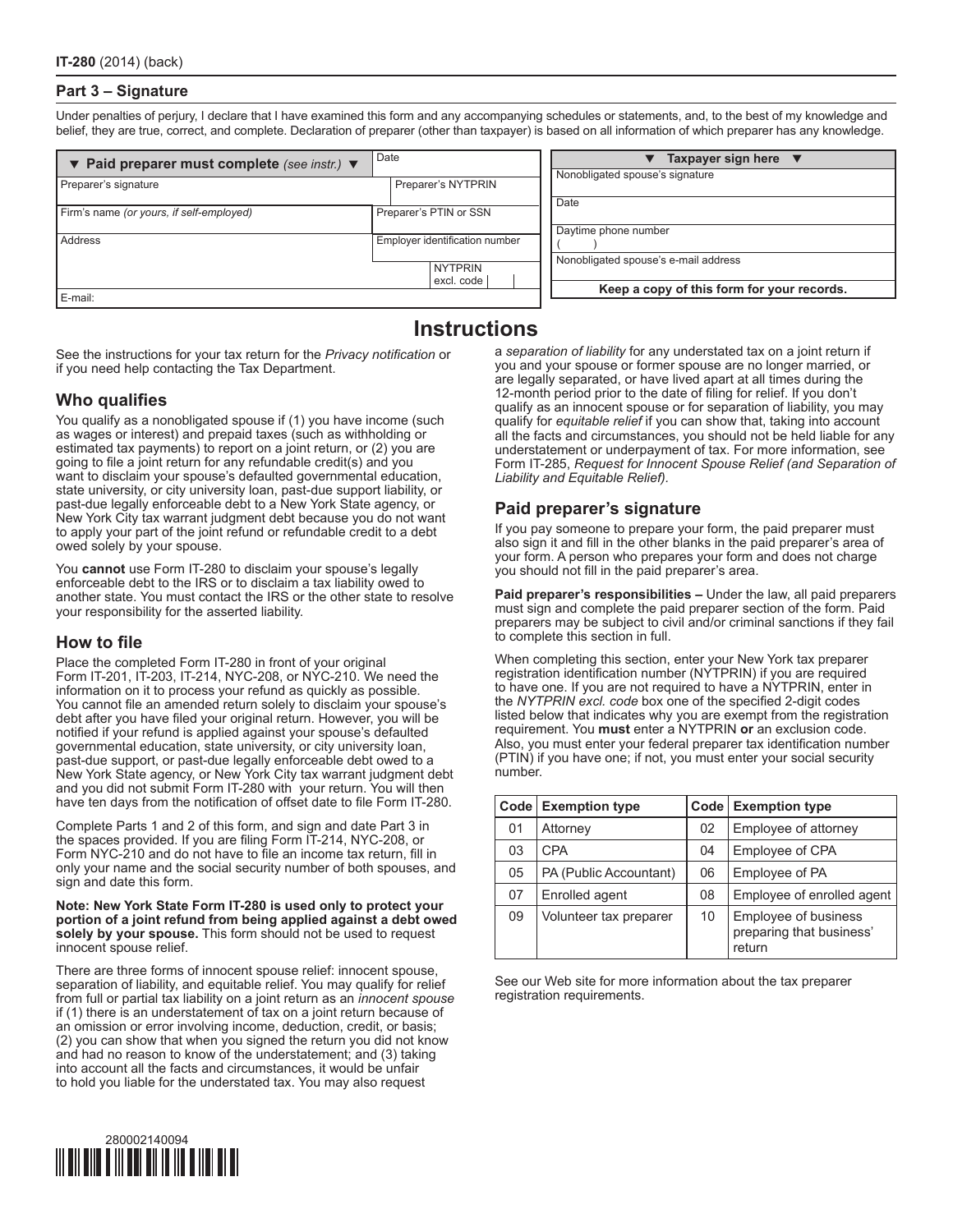## Part 3 – Signature

Under penalties of perjury, I declare that I have examined this form and any accompanying schedules or statements, and, to the best of my knowledge and belief, they are true, correct, and complete. Declaration of preparer (other than taxpayer) is based on all information of which preparer has any knowledge.

| ▼ Paid preparer must complete *(see instr.)* ▼ | Date |
|---|---|
| Preparer's signature | Preparer's NYTPRIN |
| Firm's name *(or yours, if self-employed)* | Preparer's PTIN or SSN |
| Address | Employer identification number |
| | NYTPRIN excl. code |
| E-mail: | |

| ▼ Taxpayer sign here ▼ |
|---|
| Nonobligated spouse's signature |
| Date |
| Daytime phone number ( ) |
| Nonobligated spouse's e-mail address |
| **Keep a copy of this form for your records.** |

# Instructions

See the instructions for your tax return for the *Privacy notification* or if you need help contacting the Tax Department.

## Who qualifies

You qualify as a nonobligated spouse if (1) you have income (such as wages or interest) and prepaid taxes (such as withholding or estimated tax payments) to report on a joint return, or (2) you are going to file a joint return for any refundable credit(s) and you want to disclaim your spouse's defaulted governmental education, state university, or city university loan, past-due support liability, or past-due legally enforceable debt to a New York State agency, or New York City tax warrant judgment debt because you do not want to apply your part of the joint refund or refundable credit to a debt owed solely by your spouse.

You **cannot** use Form IT-280 to disclaim your spouse's legally enforceable debt to the IRS or to disclaim a tax liability owed to another state. You must contact the IRS or the other state to resolve your responsibility for the asserted liability.

## How to file

Place the completed Form IT-280 in front of your original Form IT-201, IT-203, IT-214, NYC-208, or NYC-210. We need the information on it to process your refund as quickly as possible. You cannot file an amended return solely to disclaim your spouse's debt after you have filed your original return. However, you will be notified if your refund is applied against your spouse's defaulted governmental education, state university, or city university loan, past-due support, or past-due legally enforceable debt owed to a New York State agency, or New York City tax warrant judgment debt and you did not submit Form IT-280 with your return. You will then have ten days from the notification of offset date to file Form IT-280.

Complete Parts 1 and 2 of this form, and sign and date Part 3 in the spaces provided. If you are filing Form IT-214, NYC-208, or Form NYC-210 and do not have to file an income tax return, fill in only your name and the social security number of both spouses, and sign and date this form.

**Note: New York State Form IT-280 is used only to protect your portion of a joint refund from being applied against a debt owed solely by your spouse.** This form should not be used to request innocent spouse relief.

There are three forms of innocent spouse relief: innocent spouse, separation of liability, and equitable relief. You may qualify for relief from full or partial tax liability on a joint return as an *innocent spouse* if (1) there is an understatement of tax on a joint return because of an omission or error involving income, deduction, credit, or basis; (2) you can show that when you signed the return you did not know and had no reason to know of the understatement; and (3) taking into account all the facts and circumstances, it would be unfair to hold you liable for the understated tax. You may also request a *separation of liability* for any understated tax on a joint return if you and your spouse or former spouse are no longer married, or are legally separated, or have lived apart at all times during the 12-month period prior to the date of filing for relief. If you don't qualify as an innocent spouse or for separation of liability, you may qualify for *equitable relief* if you can show that, taking into account all the facts and circumstances, you should not be held liable for any understatement or underpayment of tax. For more information, see Form IT-285, *Request for Innocent Spouse Relief (and Separation of Liability and Equitable Relief)*.

## Paid preparer's signature

If you pay someone to prepare your form, the paid preparer must also sign it and fill in the other blanks in the paid preparer's area of your form. A person who prepares your form and does not charge you should not fill in the paid preparer's area.

**Paid preparer's responsibilities –** Under the law, all paid preparers must sign and complete the paid preparer section of the form. Paid preparers may be subject to civil and/or criminal sanctions if they fail to complete this section in full.

When completing this section, enter your New York tax preparer registration identification number (NYTPRIN) if you are required to have one. If you are not required to have a NYTPRIN, enter in the *NYTPRIN excl. code* box one of the specified 2-digit codes listed below that indicates why you are exempt from the registration requirement. You **must** enter a NYTPRIN **or** an exclusion code. Also, you must enter your federal preparer tax identification number (PTIN) if you have one; if not, you must enter your social security number.

| Code | Exemption type | Code | Exemption type |
|---|---|---|---|
| 01 | Attorney | 02 | Employee of attorney |
| 03 | CPA | 04 | Employee of CPA |
| 05 | PA (Public Accountant) | 06 | Employee of PA |
| 07 | Enrolled agent | 08 | Employee of enrolled agent |
| 09 | Volunteer tax preparer | 10 | Employee of business preparing that business' return |

See our Web site for more information about the tax preparer registration requirements.

280002140094